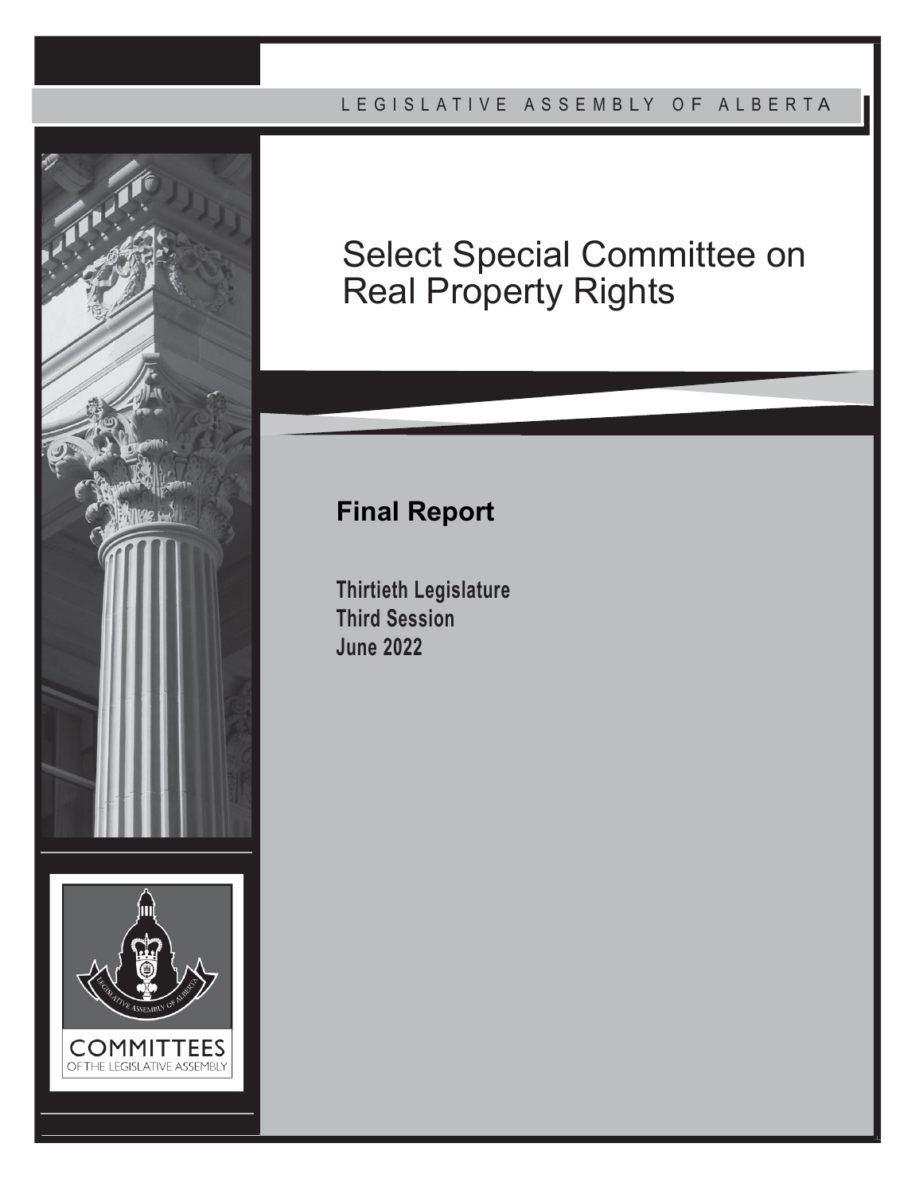LEGISLATIVE ASSEMBLY OF ALBERTA

# Select Special Committee on Real Property Rights

## Final Report

**Thirtieth Legislature**
**Third Session**
**June 2022**

COMMITTEES
OF THE LEGISLATIVE ASSEMBLY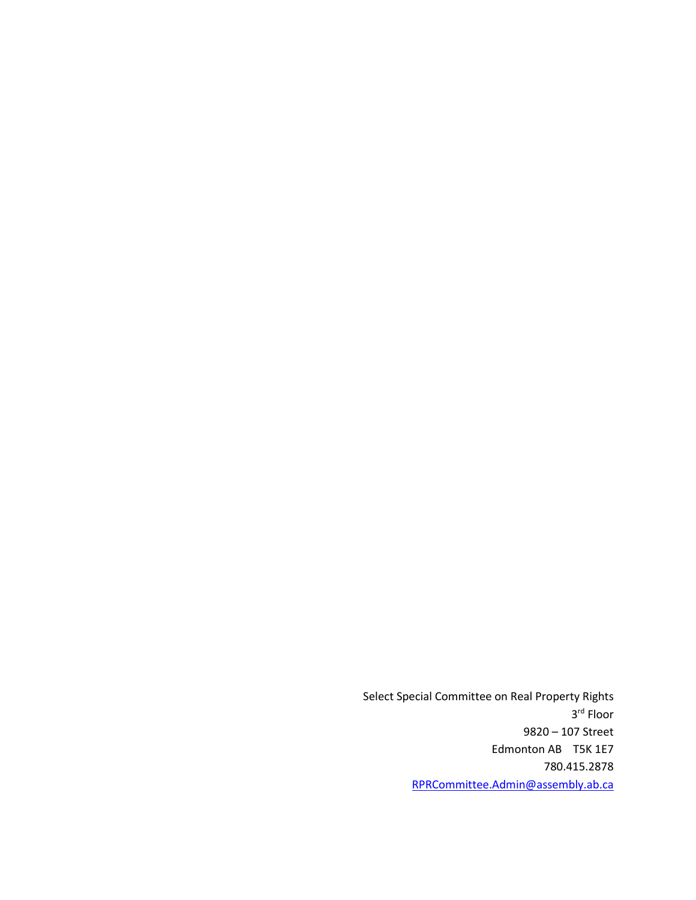Select Special Committee on Real Property Rights
3rd Floor
9820 – 107 Street
Edmonton AB T5K 1E7
780.415.2878
RPRCommittee.Admin@assembly.ab.ca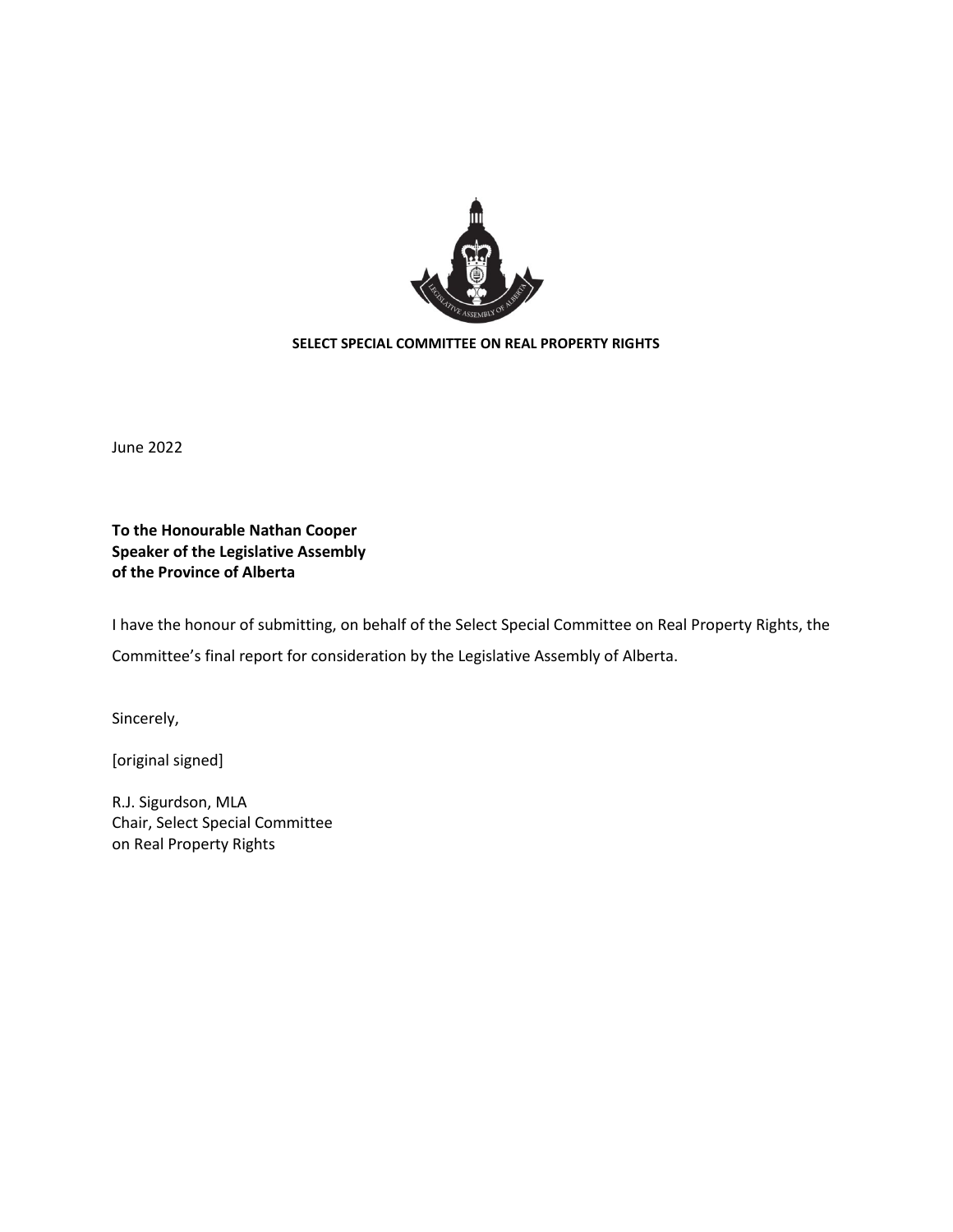**SELECT SPECIAL COMMITTEE ON REAL PROPERTY RIGHTS**

June 2022

**To the Honourable Nathan Cooper**
**Speaker of the Legislative Assembly**
**of the Province of Alberta**

I have the honour of submitting, on behalf of the Select Special Committee on Real Property Rights, the Committee's final report for consideration by the Legislative Assembly of Alberta.

Sincerely,

[original signed]

R.J. Sigurdson, MLA
Chair, Select Special Committee
on Real Property Rights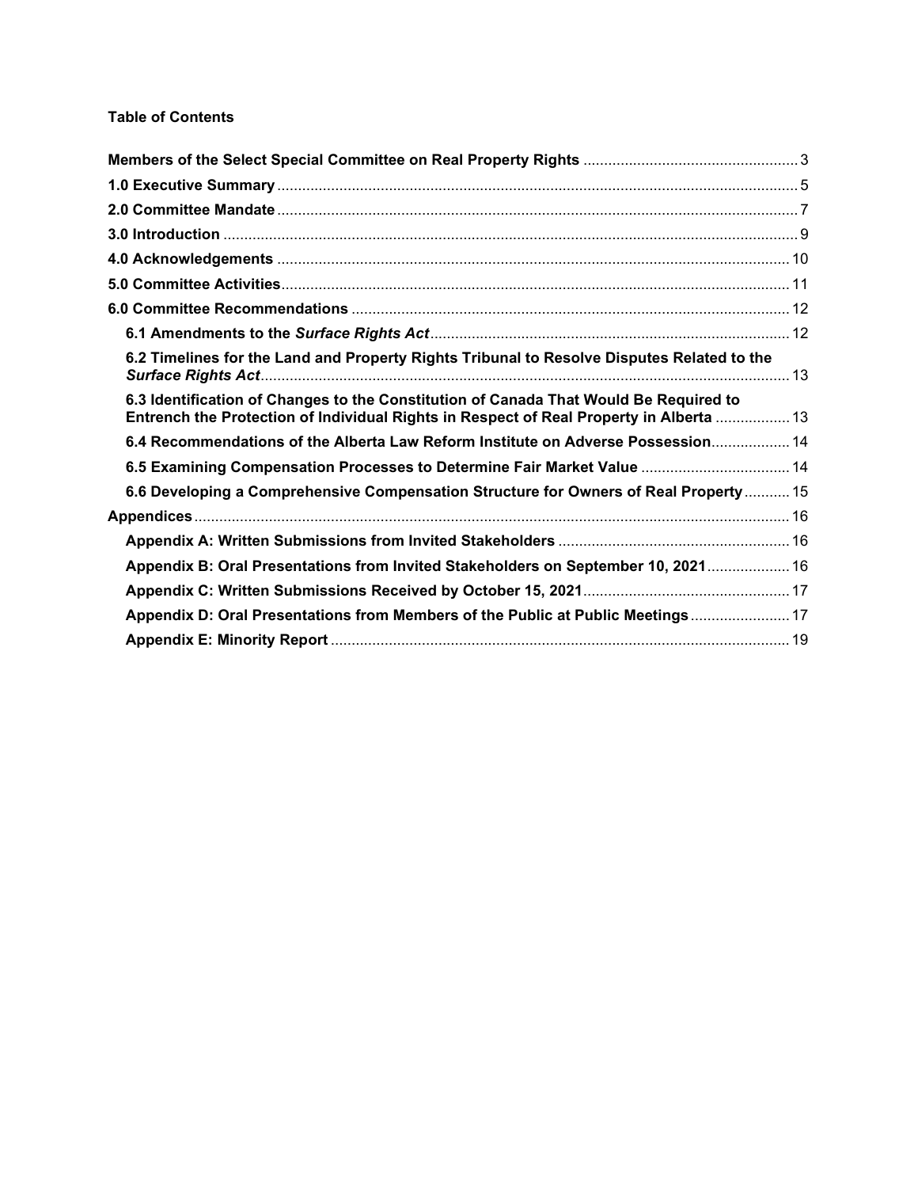**Table of Contents**

**Members of the Select Special Committee on Real Property Rights** .......... 3

**1.0 Executive Summary** .......... 5

**2.0 Committee Mandate** .......... 7

**3.0 Introduction** .......... 9

**4.0 Acknowledgements** .......... 10

**5.0 Committee Activities** .......... 11

**6.0 Committee Recommendations** .......... 12

- **6.1 Amendments to the *Surface Rights Act*** .......... 12
- **6.2 Timelines for the Land and Property Rights Tribunal to Resolve Disputes Related to the *Surface Rights Act*** .......... 13
- **6.3 Identification of Changes to the Constitution of Canada That Would Be Required to Entrench the Protection of Individual Rights in Respect of Real Property in Alberta** .......... 13
- **6.4 Recommendations of the Alberta Law Reform Institute on Adverse Possession** .......... 14
- **6.5 Examining Compensation Processes to Determine Fair Market Value** .......... 14
- **6.6 Developing a Comprehensive Compensation Structure for Owners of Real Property** .......... 15

**Appendices** .......... 16

- **Appendix A: Written Submissions from Invited Stakeholders** .......... 16
- **Appendix B: Oral Presentations from Invited Stakeholders on September 10, 2021** .......... 16
- **Appendix C: Written Submissions Received by October 15, 2021** .......... 17
- **Appendix D: Oral Presentations from Members of the Public at Public Meetings** .......... 17
- **Appendix E: Minority Report** .......... 19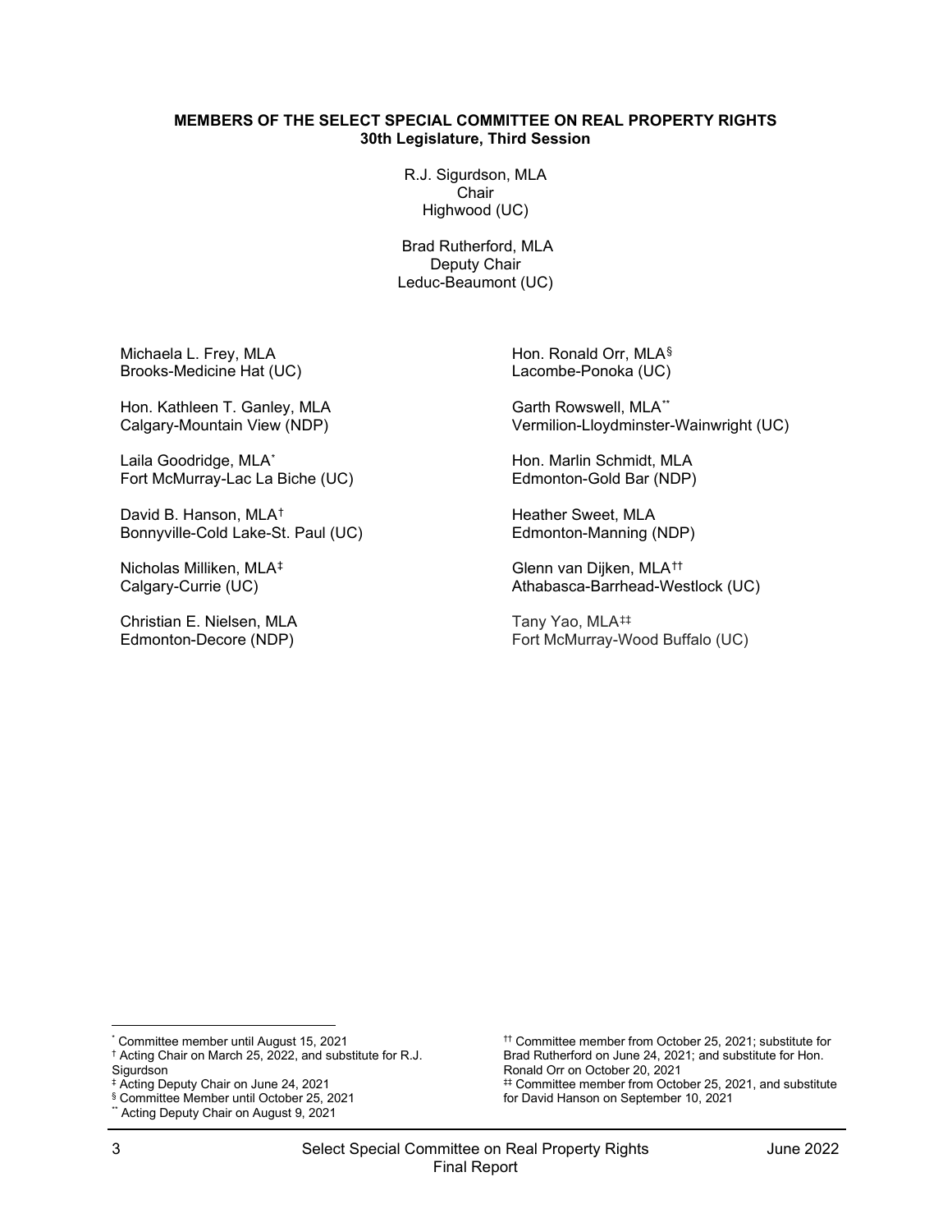**MEMBERS OF THE SELECT SPECIAL COMMITTEE ON REAL PROPERTY RIGHTS**
**30th Legislature, Third Session**

R.J. Sigurdson, MLA
Chair
Highwood (UC)

Brad Rutherford, MLA
Deputy Chair
Leduc-Beaumont (UC)

Michaela L. Frey, MLA
Brooks-Medicine Hat (UC)

Hon. Kathleen T. Ganley, MLA
Calgary-Mountain View (NDP)

Laila Goodridge, MLA*
Fort McMurray-Lac La Biche (UC)

David B. Hanson, MLA†
Bonnyville-Cold Lake-St. Paul (UC)

Nicholas Milliken, MLA‡
Calgary-Currie (UC)

Christian E. Nielsen, MLA
Edmonton-Decore (NDP)

Hon. Ronald Orr, MLA§
Lacombe-Ponoka (UC)

Garth Rowswell, MLA**
Vermilion-Lloydminster-Wainwright (UC)

Hon. Marlin Schmidt, MLA
Edmonton-Gold Bar (NDP)

Heather Sweet, MLA
Edmonton-Manning (NDP)

Glenn van Dijken, MLA††
Athabasca-Barrhead-Westlock (UC)

Tany Yao, MLA‡‡
Fort McMurray-Wood Buffalo (UC)

---

* Committee member until August 15, 2021
† Acting Chair on March 25, 2022, and substitute for R.J. Sigurdson
‡ Acting Deputy Chair on June 24, 2021
§ Committee Member until October 25, 2021
** Acting Deputy Chair on August 9, 2021
†† Committee member from October 25, 2021; substitute for Brad Rutherford on June 24, 2021; and substitute for Hon. Ronald Orr on October 20, 2021
‡‡ Committee member from October 25, 2021, and substitute for David Hanson on September 10, 2021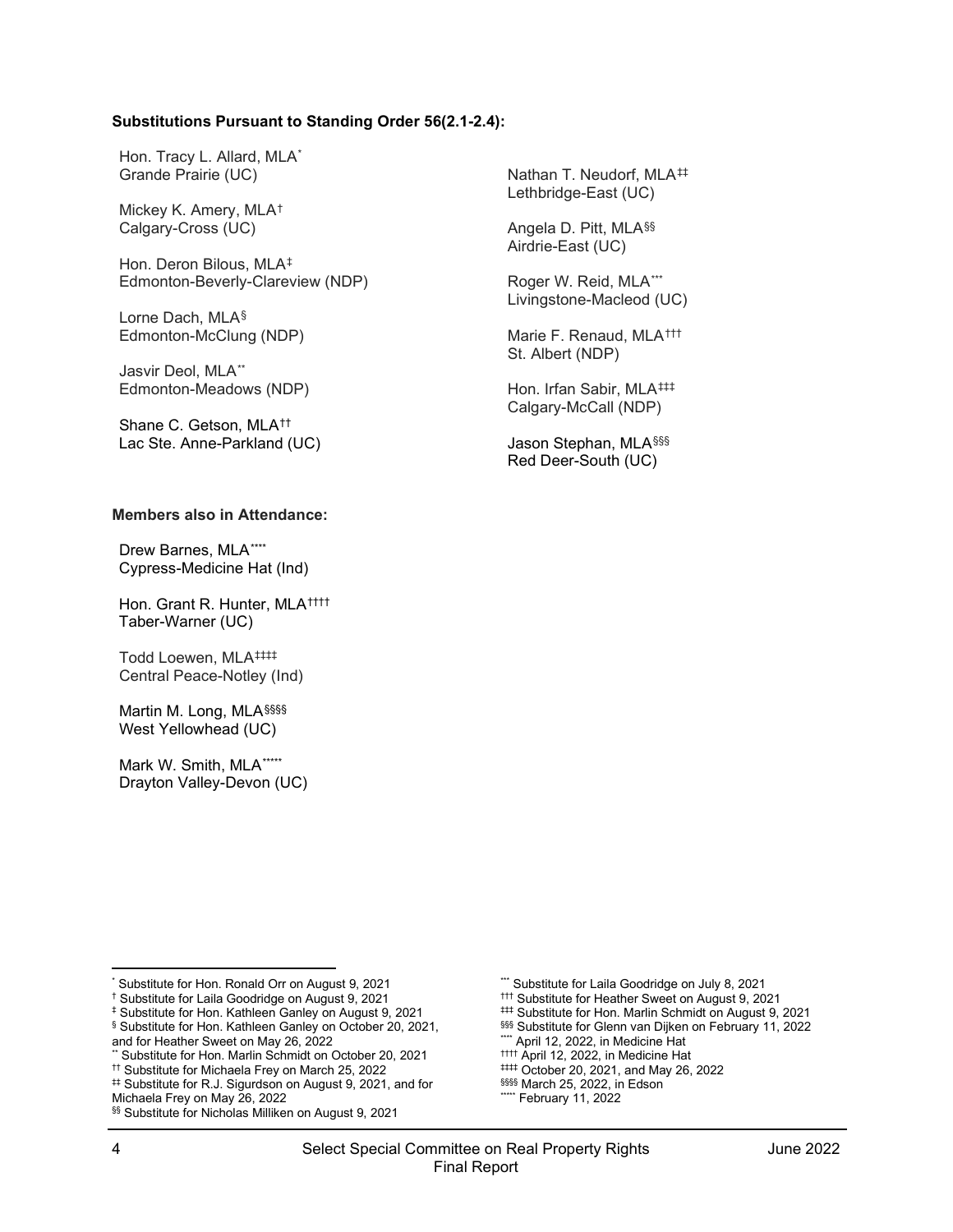**Substitutions Pursuant to Standing Order 56(2.1-2.4):**

Hon. Tracy L. Allard, MLA[*]
Grande Prairie (UC)

Mickey K. Amery, MLA[†]
Calgary-Cross (UC)

Hon. Deron Bilous, MLA[‡]
Edmonton-Beverly-Clareview (NDP)

Lorne Dach, MLA[§]
Edmonton-McClung (NDP)

Jasvir Deol, MLA[**]
Edmonton-Meadows (NDP)

Shane C. Getson, MLA[††]
Lac Ste. Anne-Parkland (UC)

Nathan T. Neudorf, MLA[‡‡]
Lethbridge-East (UC)

Angela D. Pitt, MLA[§§]
Airdrie-East (UC)

Roger W. Reid, MLA[***]
Livingstone-Macleod (UC)

Marie F. Renaud, MLA[†††]
St. Albert (NDP)

Hon. Irfan Sabir, MLA[‡‡‡]
Calgary-McCall (NDP)

Jason Stephan, MLA[§§§]
Red Deer-South (UC)

**Members also in Attendance:**

Drew Barnes, MLA[****]
Cypress-Medicine Hat (Ind)

Hon. Grant R. Hunter, MLA[††††]
Taber-Warner (UC)

Todd Loewen, MLA[‡‡‡‡]
Central Peace-Notley (Ind)

Martin M. Long, MLA[§§§§]
West Yellowhead (UC)

Mark W. Smith, MLA[*****]
Drayton Valley-Devon (UC)

---

[*] Substitute for Hon. Ronald Orr on August 9, 2021
[†] Substitute for Laila Goodridge on August 9, 2021
[‡] Substitute for Hon. Kathleen Ganley on August 9, 2021
[§] Substitute for Hon. Kathleen Ganley on October 20, 2021, and for Heather Sweet on May 26, 2022
[**] Substitute for Hon. Marlin Schmidt on October 20, 2021
[††] Substitute for Michaela Frey on March 25, 2022
[‡‡] Substitute for R.J. Sigurdson on August 9, 2021, and for Michaela Frey on May 26, 2022
[§§] Substitute for Nicholas Milliken on August 9, 2021
[***] Substitute for Laila Goodridge on July 8, 2021
[†††] Substitute for Heather Sweet on August 9, 2021
[‡‡‡] Substitute for Hon. Marlin Schmidt on August 9, 2021
[§§§] Substitute for Glenn van Dijken on February 11, 2022
[****] April 12, 2022, in Medicine Hat
[††††] April 12, 2022, in Medicine Hat
[‡‡‡‡] October 20, 2021, and May 26, 2022
[§§§§] March 25, 2022, in Edson
[*****] February 11, 2022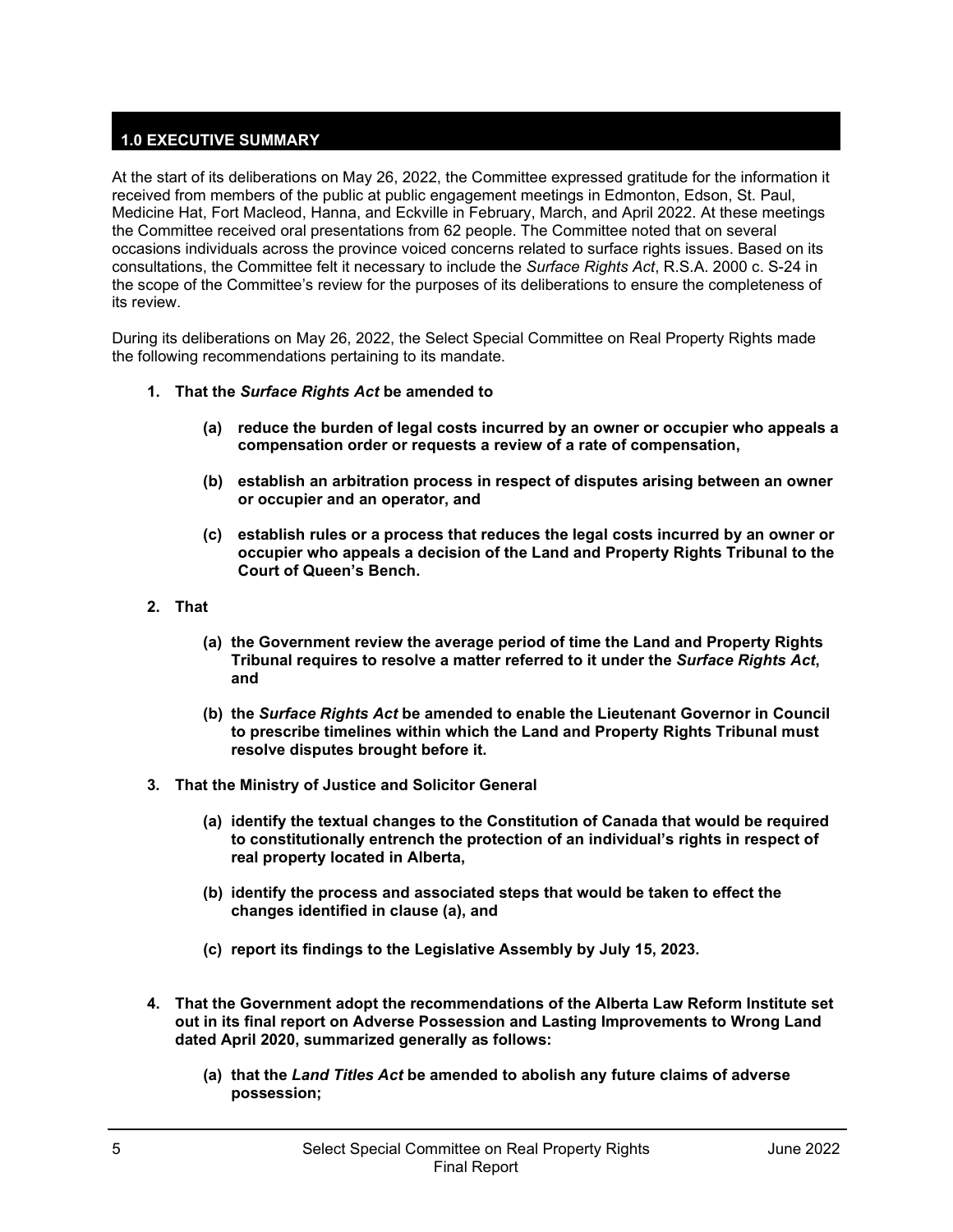## 1.0 EXECUTIVE SUMMARY

At the start of its deliberations on May 26, 2022, the Committee expressed gratitude for the information it received from members of the public at public engagement meetings in Edmonton, Edson, St. Paul, Medicine Hat, Fort Macleod, Hanna, and Eckville in February, March, and April 2022. At these meetings the Committee received oral presentations from 62 people. The Committee noted that on several occasions individuals across the province voiced concerns related to surface rights issues. Based on its consultations, the Committee felt it necessary to include the *Surface Rights Act*, R.S.A. 2000 c. S-24 in the scope of the Committee's review for the purposes of its deliberations to ensure the completeness of its review.

During its deliberations on May 26, 2022, the Select Special Committee on Real Property Rights made the following recommendations pertaining to its mandate.

1. **That the *Surface Rights Act* be amended to**

   **(a) reduce the burden of legal costs incurred by an owner or occupier who appeals a compensation order or requests a review of a rate of compensation,**

   **(b) establish an arbitration process in respect of disputes arising between an owner or occupier and an operator, and**

   **(c) establish rules or a process that reduces the legal costs incurred by an owner or occupier who appeals a decision of the Land and Property Rights Tribunal to the Court of Queen's Bench.**

2. **That**

   **(a) the Government review the average period of time the Land and Property Rights Tribunal requires to resolve a matter referred to it under the *Surface Rights Act*, and**

   **(b) the *Surface Rights Act* be amended to enable the Lieutenant Governor in Council to prescribe timelines within which the Land and Property Rights Tribunal must resolve disputes brought before it.**

3. **That the Ministry of Justice and Solicitor General**

   **(a) identify the textual changes to the Constitution of Canada that would be required to constitutionally entrench the protection of an individual's rights in respect of real property located in Alberta,**

   **(b) identify the process and associated steps that would be taken to effect the changes identified in clause (a), and**

   **(c) report its findings to the Legislative Assembly by July 15, 2023.**

4. **That the Government adopt the recommendations of the Alberta Law Reform Institute set out in its final report on Adverse Possession and Lasting Improvements to Wrong Land dated April 2020, summarized generally as follows:**

   **(a) that the *Land Titles Act* be amended to abolish any future claims of adverse possession;**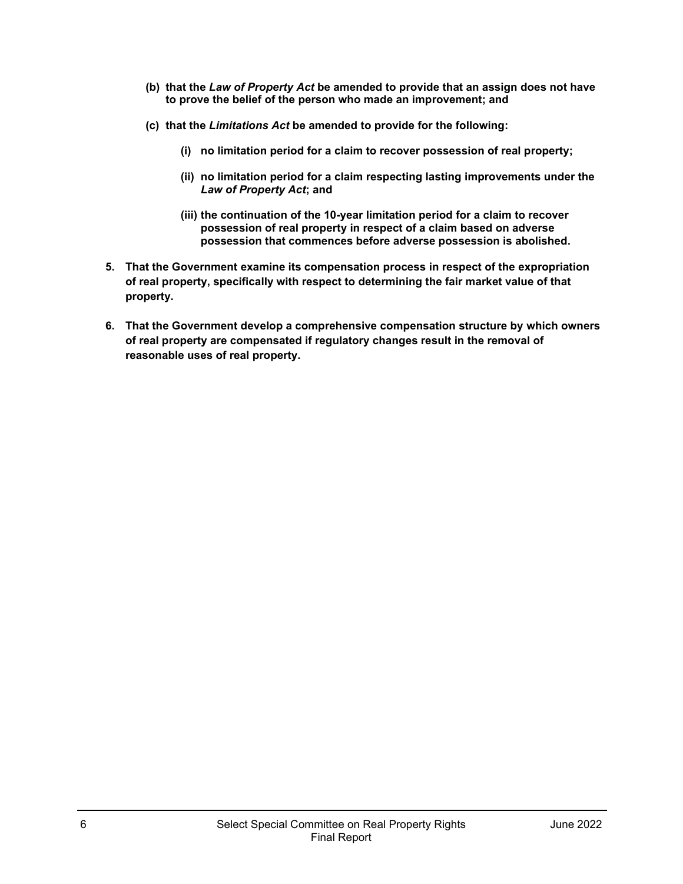**(b) that the *Law of Property Act* be amended to provide that an assign does not have to prove the belief of the person who made an improvement; and**

**(c) that the *Limitations Act* be amended to provide for the following:**

**(i) no limitation period for a claim to recover possession of real property;**

**(ii) no limitation period for a claim respecting lasting improvements under the *Law of Property Act*; and**

**(iii) the continuation of the 10-year limitation period for a claim to recover possession of real property in respect of a claim based on adverse possession that commences before adverse possession is abolished.**

**5. That the Government examine its compensation process in respect of the expropriation of real property, specifically with respect to determining the fair market value of that property.**

**6. That the Government develop a comprehensive compensation structure by which owners of real property are compensated if regulatory changes result in the removal of reasonable uses of real property.**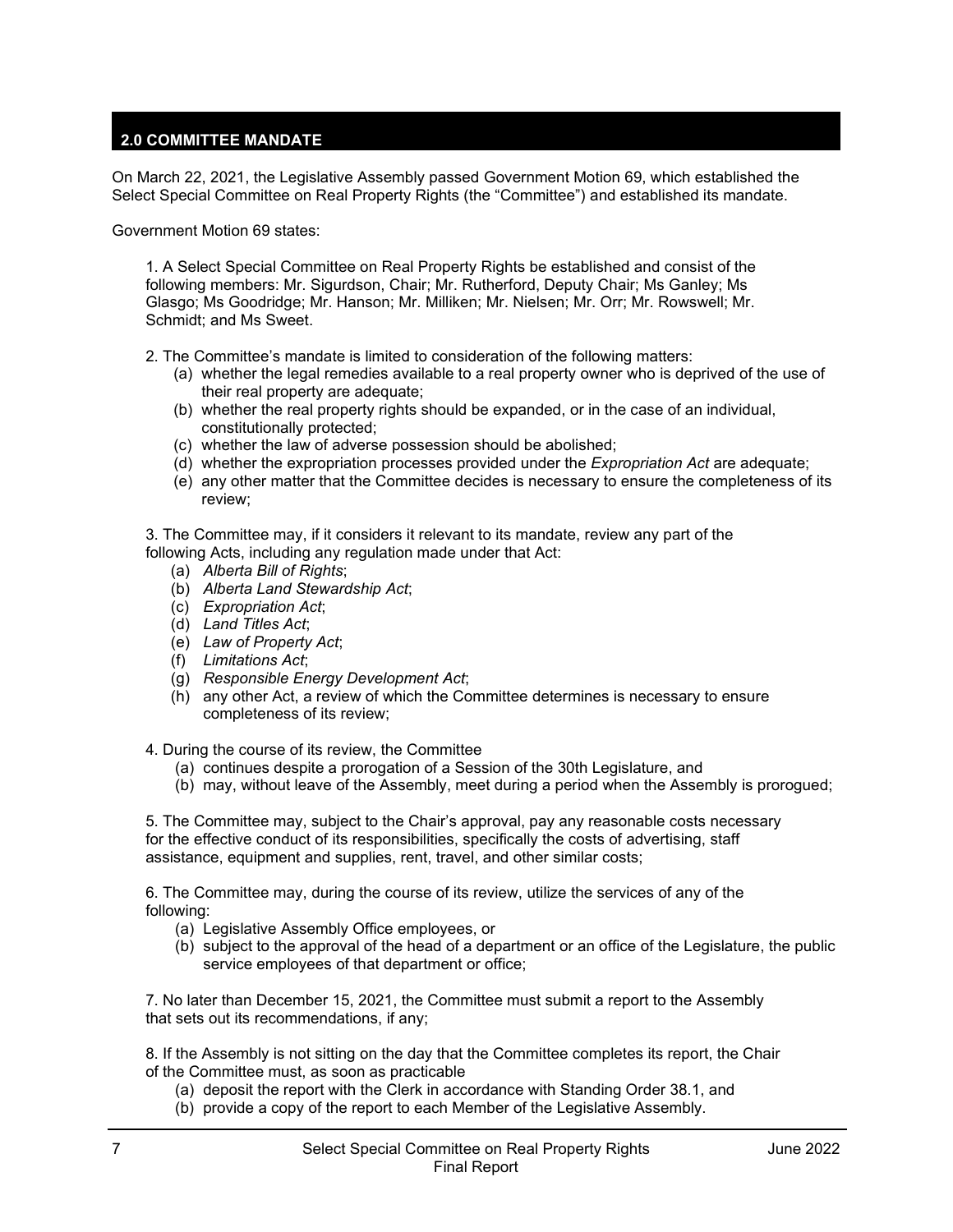## 2.0 COMMITTEE MANDATE

On March 22, 2021, the Legislative Assembly passed Government Motion 69, which established the Select Special Committee on Real Property Rights (the "Committee") and established its mandate.

Government Motion 69 states:

1. A Select Special Committee on Real Property Rights be established and consist of the following members: Mr. Sigurdson, Chair; Mr. Rutherford, Deputy Chair; Ms Ganley; Ms Glasgo; Ms Goodridge; Mr. Hanson; Mr. Milliken; Mr. Nielsen; Mr. Orr; Mr. Rowswell; Mr. Schmidt; and Ms Sweet.

2. The Committee's mandate is limited to consideration of the following matters:
   (a) whether the legal remedies available to a real property owner who is deprived of the use of their real property are adequate;
   (b) whether the real property rights should be expanded, or in the case of an individual, constitutionally protected;
   (c) whether the law of adverse possession should be abolished;
   (d) whether the expropriation processes provided under the *Expropriation Act* are adequate;
   (e) any other matter that the Committee decides is necessary to ensure the completeness of its review;

3. The Committee may, if it considers it relevant to its mandate, review any part of the following Acts, including any regulation made under that Act:
   (a) *Alberta Bill of Rights*;
   (b) *Alberta Land Stewardship Act*;
   (c) *Expropriation Act*;
   (d) *Land Titles Act*;
   (e) *Law of Property Act*;
   (f) *Limitations Act*;
   (g) *Responsible Energy Development Act*;
   (h) any other Act, a review of which the Committee determines is necessary to ensure completeness of its review;

4. During the course of its review, the Committee
   (a) continues despite a prorogation of a Session of the 30th Legislature, and
   (b) may, without leave of the Assembly, meet during a period when the Assembly is prorogued;

5. The Committee may, subject to the Chair's approval, pay any reasonable costs necessary for the effective conduct of its responsibilities, specifically the costs of advertising, staff assistance, equipment and supplies, rent, travel, and other similar costs;

6. The Committee may, during the course of its review, utilize the services of any of the following:
   (a) Legislative Assembly Office employees, or
   (b) subject to the approval of the head of a department or an office of the Legislature, the public service employees of that department or office;

7. No later than December 15, 2021, the Committee must submit a report to the Assembly that sets out its recommendations, if any;

8. If the Assembly is not sitting on the day that the Committee completes its report, the Chair of the Committee must, as soon as practicable
   (a) deposit the report with the Clerk in accordance with Standing Order 38.1, and
   (b) provide a copy of the report to each Member of the Legislative Assembly.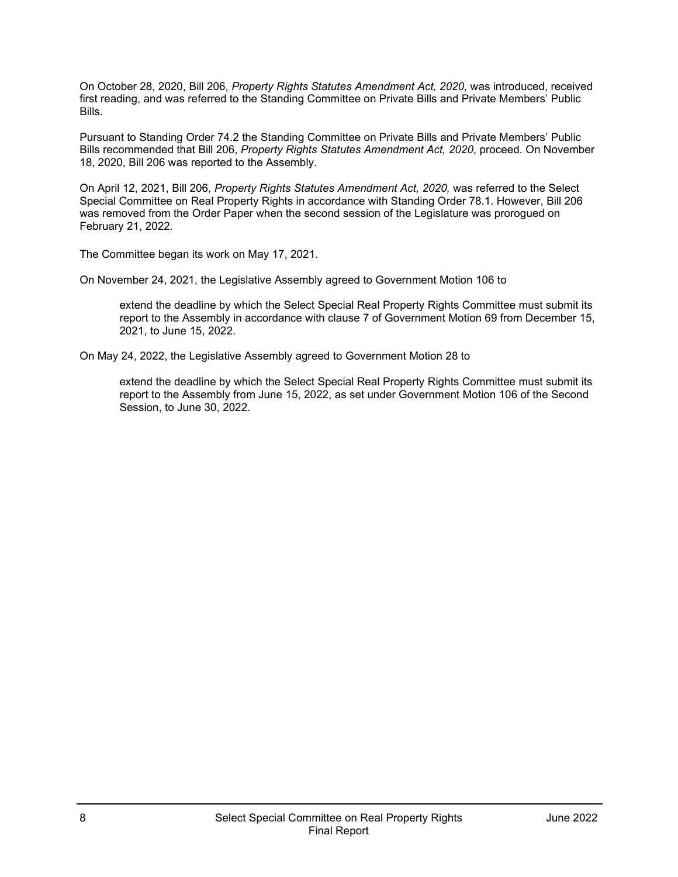On October 28, 2020, Bill 206, *Property Rights Statutes Amendment Act, 2020,* was introduced, received first reading, and was referred to the Standing Committee on Private Bills and Private Members' Public Bills.

Pursuant to Standing Order 74.2 the Standing Committee on Private Bills and Private Members' Public Bills recommended that Bill 206, *Property Rights Statutes Amendment Act, 2020*, proceed. On November 18, 2020, Bill 206 was reported to the Assembly.

On April 12, 2021, Bill 206, *Property Rights Statutes Amendment Act, 2020,* was referred to the Select Special Committee on Real Property Rights in accordance with Standing Order 78.1. However, Bill 206 was removed from the Order Paper when the second session of the Legislature was prorogued on February 21, 2022.

The Committee began its work on May 17, 2021.

On November 24, 2021, the Legislative Assembly agreed to Government Motion 106 to

> extend the deadline by which the Select Special Real Property Rights Committee must submit its report to the Assembly in accordance with clause 7 of Government Motion 69 from December 15, 2021, to June 15, 2022.

On May 24, 2022, the Legislative Assembly agreed to Government Motion 28 to

> extend the deadline by which the Select Special Real Property Rights Committee must submit its report to the Assembly from June 15, 2022, as set under Government Motion 106 of the Second Session, to June 30, 2022.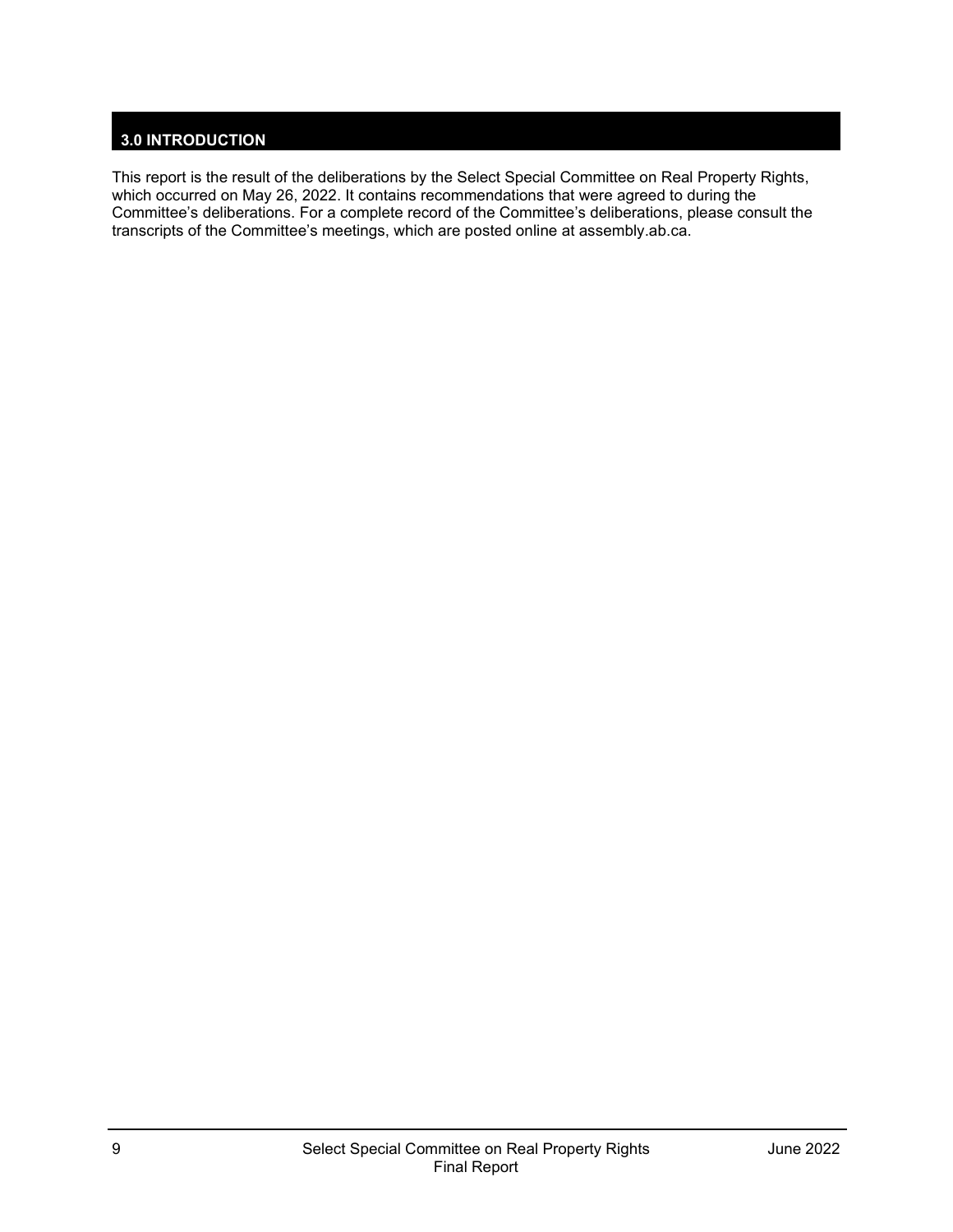## 3.0 INTRODUCTION

This report is the result of the deliberations by the Select Special Committee on Real Property Rights, which occurred on May 26, 2022. It contains recommendations that were agreed to during the Committee's deliberations. For a complete record of the Committee's deliberations, please consult the transcripts of the Committee's meetings, which are posted online at assembly.ab.ca.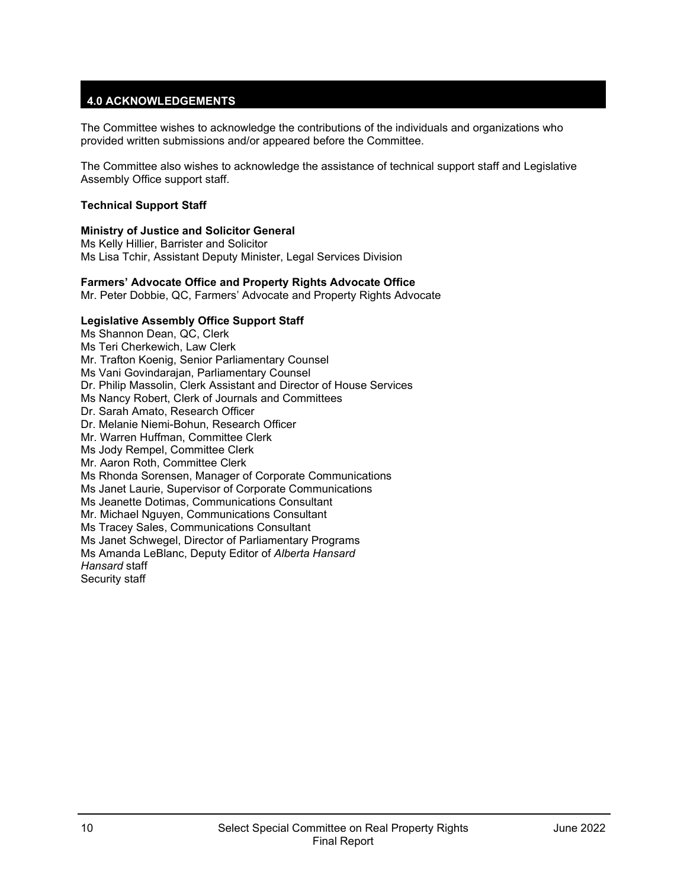## 4.0 ACKNOWLEDGEMENTS

The Committee wishes to acknowledge the contributions of the individuals and organizations who provided written submissions and/or appeared before the Committee.

The Committee also wishes to acknowledge the assistance of technical support staff and Legislative Assembly Office support staff.

**Technical Support Staff**

**Ministry of Justice and Solicitor General**
Ms Kelly Hillier, Barrister and Solicitor
Ms Lisa Tchir, Assistant Deputy Minister, Legal Services Division

**Farmers' Advocate Office and Property Rights Advocate Office**
Mr. Peter Dobbie, QC, Farmers' Advocate and Property Rights Advocate

**Legislative Assembly Office Support Staff**
Ms Shannon Dean, QC, Clerk
Ms Teri Cherkewich, Law Clerk
Mr. Trafton Koenig, Senior Parliamentary Counsel
Ms Vani Govindarajan, Parliamentary Counsel
Dr. Philip Massolin, Clerk Assistant and Director of House Services
Ms Nancy Robert, Clerk of Journals and Committees
Dr. Sarah Amato, Research Officer
Dr. Melanie Niemi-Bohun, Research Officer
Mr. Warren Huffman, Committee Clerk
Ms Jody Rempel, Committee Clerk
Mr. Aaron Roth, Committee Clerk
Ms Rhonda Sorensen, Manager of Corporate Communications
Ms Janet Laurie, Supervisor of Corporate Communications
Ms Jeanette Dotimas, Communications Consultant
Mr. Michael Nguyen, Communications Consultant
Ms Tracey Sales, Communications Consultant
Ms Janet Schwegel, Director of Parliamentary Programs
Ms Amanda LeBlanc, Deputy Editor of *Alberta Hansard*
*Hansard* staff
Security staff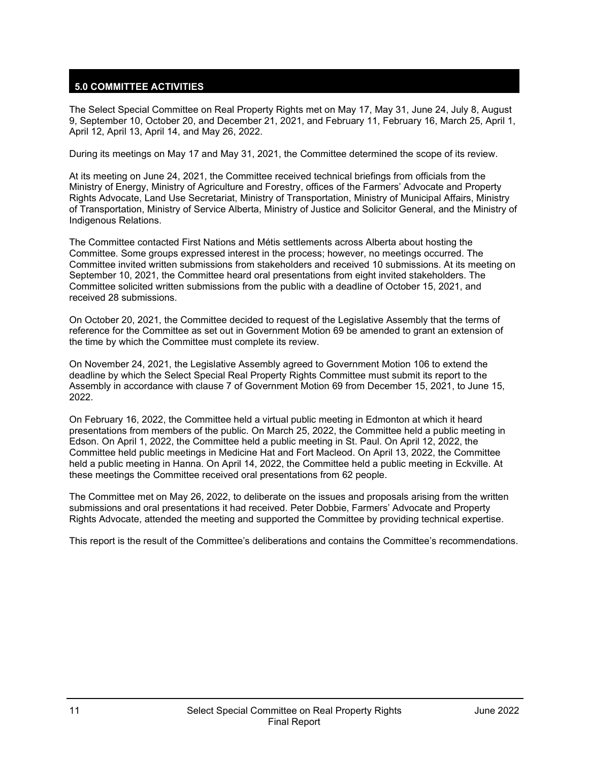## 5.0 COMMITTEE ACTIVITIES

The Select Special Committee on Real Property Rights met on May 17, May 31, June 24, July 8, August 9, September 10, October 20, and December 21, 2021, and February 11, February 16, March 25, April 1, April 12, April 13, April 14, and May 26, 2022.

During its meetings on May 17 and May 31, 2021, the Committee determined the scope of its review.

At its meeting on June 24, 2021, the Committee received technical briefings from officials from the Ministry of Energy, Ministry of Agriculture and Forestry, offices of the Farmers' Advocate and Property Rights Advocate, Land Use Secretariat, Ministry of Transportation, Ministry of Municipal Affairs, Ministry of Transportation, Ministry of Service Alberta, Ministry of Justice and Solicitor General, and the Ministry of Indigenous Relations.

The Committee contacted First Nations and Métis settlements across Alberta about hosting the Committee. Some groups expressed interest in the process; however, no meetings occurred. The Committee invited written submissions from stakeholders and received 10 submissions. At its meeting on September 10, 2021, the Committee heard oral presentations from eight invited stakeholders. The Committee solicited written submissions from the public with a deadline of October 15, 2021, and received 28 submissions.

On October 20, 2021, the Committee decided to request of the Legislative Assembly that the terms of reference for the Committee as set out in Government Motion 69 be amended to grant an extension of the time by which the Committee must complete its review.

On November 24, 2021, the Legislative Assembly agreed to Government Motion 106 to extend the deadline by which the Select Special Real Property Rights Committee must submit its report to the Assembly in accordance with clause 7 of Government Motion 69 from December 15, 2021, to June 15, 2022.

On February 16, 2022, the Committee held a virtual public meeting in Edmonton at which it heard presentations from members of the public. On March 25, 2022, the Committee held a public meeting in Edson. On April 1, 2022, the Committee held a public meeting in St. Paul. On April 12, 2022, the Committee held public meetings in Medicine Hat and Fort Macleod. On April 13, 2022, the Committee held a public meeting in Hanna. On April 14, 2022, the Committee held a public meeting in Eckville. At these meetings the Committee received oral presentations from 62 people.

The Committee met on May 26, 2022, to deliberate on the issues and proposals arising from the written submissions and oral presentations it had received. Peter Dobbie, Farmers' Advocate and Property Rights Advocate, attended the meeting and supported the Committee by providing technical expertise.

This report is the result of the Committee's deliberations and contains the Committee's recommendations.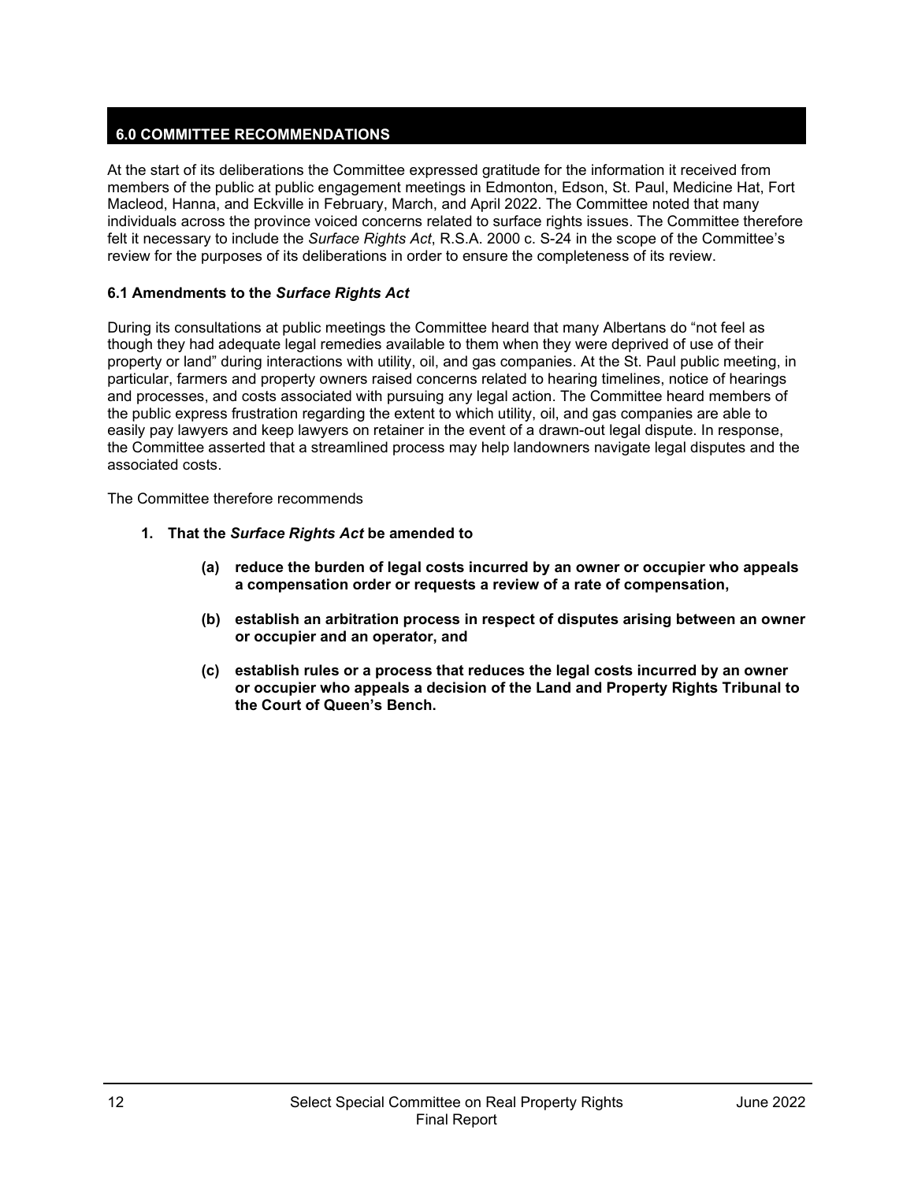## 6.0 COMMITTEE RECOMMENDATIONS

At the start of its deliberations the Committee expressed gratitude for the information it received from members of the public at public engagement meetings in Edmonton, Edson, St. Paul, Medicine Hat, Fort Macleod, Hanna, and Eckville in February, March, and April 2022. The Committee noted that many individuals across the province voiced concerns related to surface rights issues. The Committee therefore felt it necessary to include the *Surface Rights Act*, R.S.A. 2000 c. S-24 in the scope of the Committee's review for the purposes of its deliberations in order to ensure the completeness of its review.

### 6.1 Amendments to the *Surface Rights Act*

During its consultations at public meetings the Committee heard that many Albertans do "not feel as though they had adequate legal remedies available to them when they were deprived of use of their property or land" during interactions with utility, oil, and gas companies. At the St. Paul public meeting, in particular, farmers and property owners raised concerns related to hearing timelines, notice of hearings and processes, and costs associated with pursuing any legal action. The Committee heard members of the public express frustration regarding the extent to which utility, oil, and gas companies are able to easily pay lawyers and keep lawyers on retainer in the event of a drawn-out legal dispute. In response, the Committee asserted that a streamlined process may help landowners navigate legal disputes and the associated costs.

The Committee therefore recommends

1. **That the *Surface Rights Act* be amended to**

   **(a) reduce the burden of legal costs incurred by an owner or occupier who appeals a compensation order or requests a review of a rate of compensation,**

   **(b) establish an arbitration process in respect of disputes arising between an owner or occupier and an operator, and**

   **(c) establish rules or a process that reduces the legal costs incurred by an owner or occupier who appeals a decision of the Land and Property Rights Tribunal to the Court of Queen's Bench.**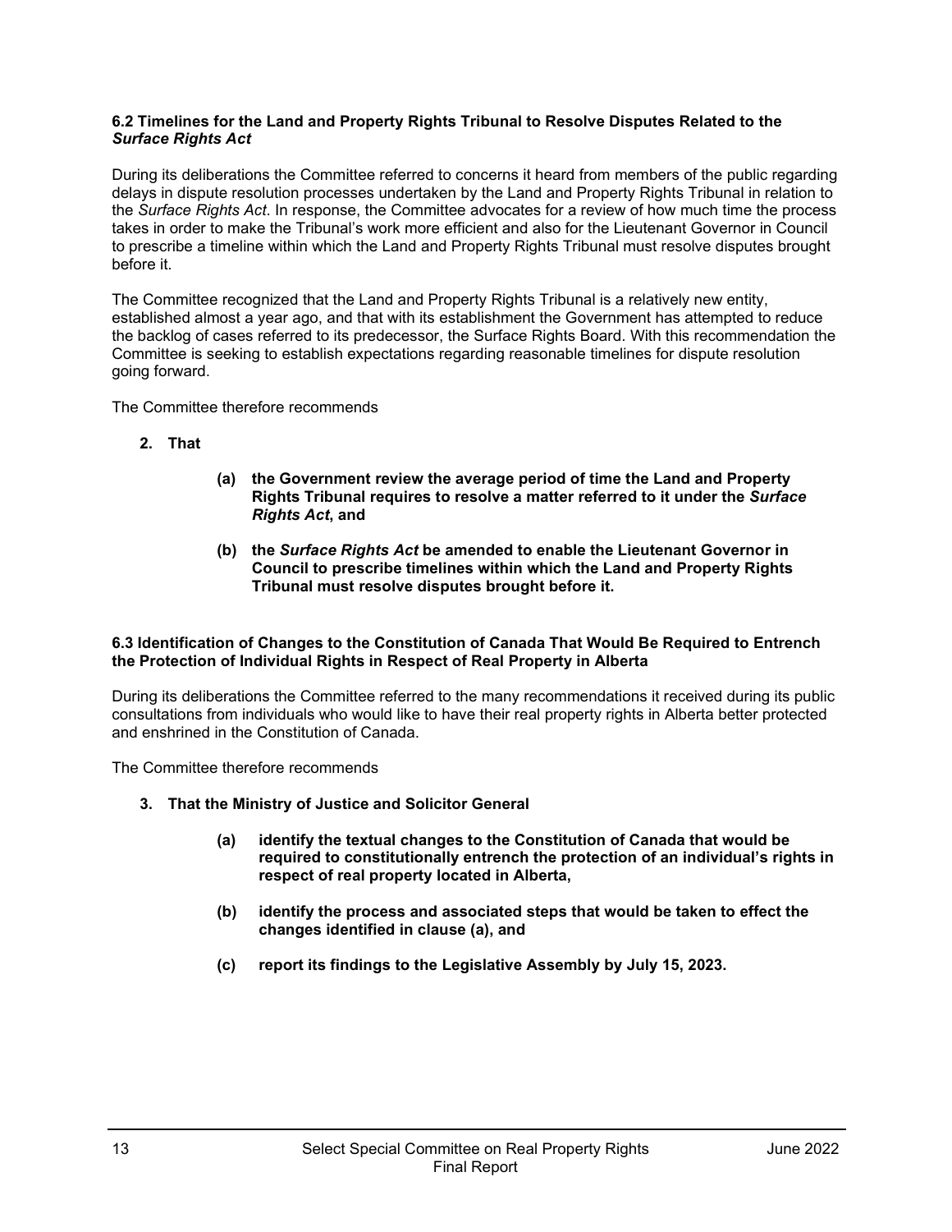### 6.2 Timelines for the Land and Property Rights Tribunal to Resolve Disputes Related to the *Surface Rights Act*

During its deliberations the Committee referred to concerns it heard from members of the public regarding delays in dispute resolution processes undertaken by the Land and Property Rights Tribunal in relation to the *Surface Rights Act*. In response, the Committee advocates for a review of how much time the process takes in order to make the Tribunal's work more efficient and also for the Lieutenant Governor in Council to prescribe a timeline within which the Land and Property Rights Tribunal must resolve disputes brought before it.

The Committee recognized that the Land and Property Rights Tribunal is a relatively new entity, established almost a year ago, and that with its establishment the Government has attempted to reduce the backlog of cases referred to its predecessor, the Surface Rights Board. With this recommendation the Committee is seeking to establish expectations regarding reasonable timelines for dispute resolution going forward.

The Committee therefore recommends

**2. That**

> **(a) the Government review the average period of time the Land and Property Rights Tribunal requires to resolve a matter referred to it under the *Surface Rights Act*, and**
>
> **(b) the *Surface Rights Act* be amended to enable the Lieutenant Governor in Council to prescribe timelines within which the Land and Property Rights Tribunal must resolve disputes brought before it.**

### 6.3 Identification of Changes to the Constitution of Canada That Would Be Required to Entrench the Protection of Individual Rights in Respect of Real Property in Alberta

During its deliberations the Committee referred to the many recommendations it received during its public consultations from individuals who would like to have their real property rights in Alberta better protected and enshrined in the Constitution of Canada.

The Committee therefore recommends

**3. That the Ministry of Justice and Solicitor General**

> **(a) identify the textual changes to the Constitution of Canada that would be required to constitutionally entrench the protection of an individual's rights in respect of real property located in Alberta,**
>
> **(b) identify the process and associated steps that would be taken to effect the changes identified in clause (a), and**
>
> **(c) report its findings to the Legislative Assembly by July 15, 2023.**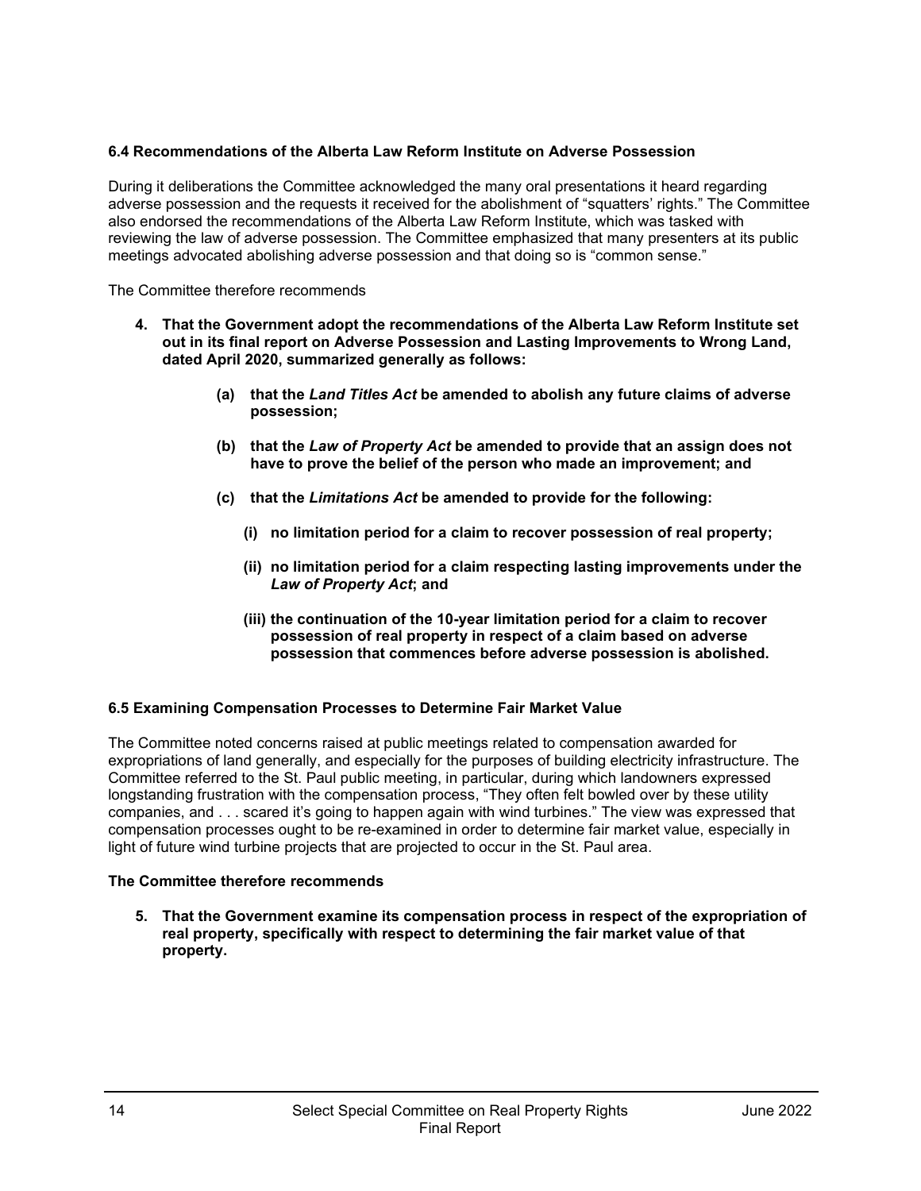### 6.4 Recommendations of the Alberta Law Reform Institute on Adverse Possession

During it deliberations the Committee acknowledged the many oral presentations it heard regarding adverse possession and the requests it received for the abolishment of "squatters' rights." The Committee also endorsed the recommendations of the Alberta Law Reform Institute, which was tasked with reviewing the law of adverse possession. The Committee emphasized that many presenters at its public meetings advocated abolishing adverse possession and that doing so is "common sense."

The Committee therefore recommends

**4. That the Government adopt the recommendations of the Alberta Law Reform Institute set out in its final report on Adverse Possession and Lasting Improvements to Wrong Land, dated April 2020, summarized generally as follows:**

> **(a) that the *Land Titles Act* be amended to abolish any future claims of adverse possession;**
>
> **(b) that the *Law of Property Act* be amended to provide that an assign does not have to prove the belief of the person who made an improvement; and**
>
> **(c) that the *Limitations Act* be amended to provide for the following:**
>
> > **(i) no limitation period for a claim to recover possession of real property;**
> >
> > **(ii) no limitation period for a claim respecting lasting improvements under the *Law of Property Act*; and**
> >
> > **(iii) the continuation of the 10-year limitation period for a claim to recover possession of real property in respect of a claim based on adverse possession that commences before adverse possession is abolished.**

### 6.5 Examining Compensation Processes to Determine Fair Market Value

The Committee noted concerns raised at public meetings related to compensation awarded for expropriations of land generally, and especially for the purposes of building electricity infrastructure. The Committee referred to the St. Paul public meeting, in particular, during which landowners expressed longstanding frustration with the compensation process, "They often felt bowled over by these utility companies, and . . . scared it's going to happen again with wind turbines." The view was expressed that compensation processes ought to be re-examined in order to determine fair market value, especially in light of future wind turbine projects that are projected to occur in the St. Paul area.

**The Committee therefore recommends**

**5. That the Government examine its compensation process in respect of the expropriation of real property, specifically with respect to determining the fair market value of that property.**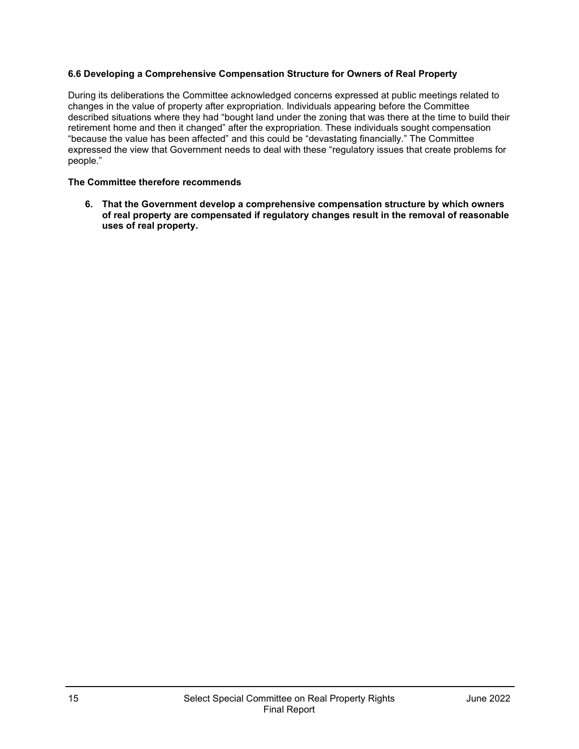### 6.6 Developing a Comprehensive Compensation Structure for Owners of Real Property

During its deliberations the Committee acknowledged concerns expressed at public meetings related to changes in the value of property after expropriation. Individuals appearing before the Committee described situations where they had "bought land under the zoning that was there at the time to build their retirement home and then it changed" after the expropriation. These individuals sought compensation "because the value has been affected" and this could be "devastating financially." The Committee expressed the view that Government needs to deal with these "regulatory issues that create problems for people."

**The Committee therefore recommends**

6. **That the Government develop a comprehensive compensation structure by which owners of real property are compensated if regulatory changes result in the removal of reasonable uses of real property.**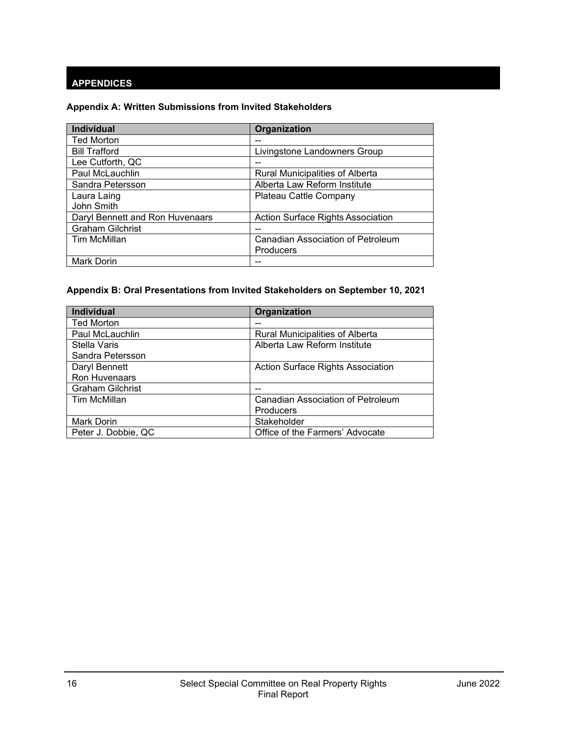## APPENDICES

### Appendix A: Written Submissions from Invited Stakeholders

| Individual | Organization |
|---|---|
| Ted Morton | -- |
| Bill Trafford | Livingstone Landowners Group |
| Lee Cutforth, QC | -- |
| Paul McLauchlin | Rural Municipalities of Alberta |
| Sandra Petersson | Alberta Law Reform Institute |
| Laura Laing<br>John Smith | Plateau Cattle Company |
| Daryl Bennett and Ron Huvenaars | Action Surface Rights Association |
| Graham Gilchrist | -- |
| Tim McMillan | Canadian Association of Petroleum Producers |
| Mark Dorin | -- |

### Appendix B: Oral Presentations from Invited Stakeholders on September 10, 2021

| Individual | Organization |
|---|---|
| Ted Morton | -- |
| Paul McLauchlin | Rural Municipalities of Alberta |
| Stella Varis<br>Sandra Petersson | Alberta Law Reform Institute |
| Daryl Bennett<br>Ron Huvenaars | Action Surface Rights Association |
| Graham Gilchrist | -- |
| Tim McMillan | Canadian Association of Petroleum Producers |
| Mark Dorin | Stakeholder |
| Peter J. Dobbie, QC | Office of the Farmers' Advocate |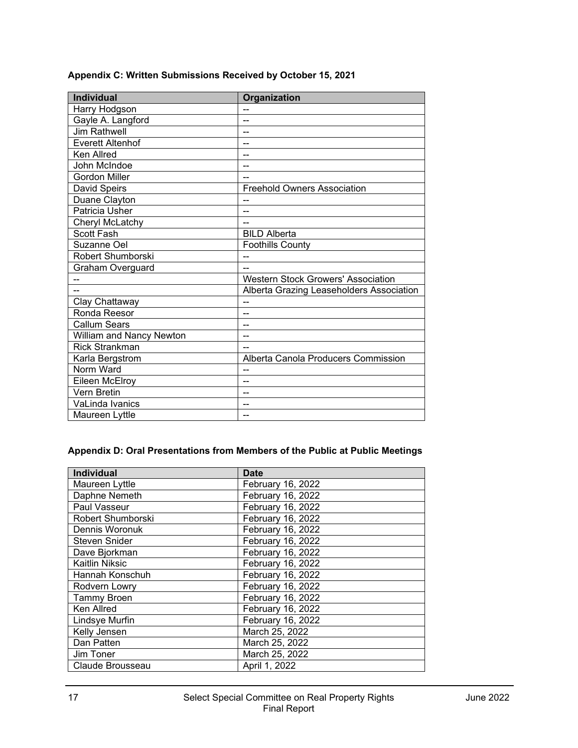**Appendix C: Written Submissions Received by October 15, 2021**

| Individual | Organization |
|---|---|
| Harry Hodgson | -- |
| Gayle A. Langford | -- |
| Jim Rathwell | -- |
| Everett Altenhof | -- |
| Ken Allred | -- |
| John McIndoe | -- |
| Gordon Miller | -- |
| David Speirs | Freehold Owners Association |
| Duane Clayton | -- |
| Patricia Usher | -- |
| Cheryl McLatchy | -- |
| Scott Fash | BILD Alberta |
| Suzanne Oel | Foothills County |
| Robert Shumborski | -- |
| Graham Overguard | -- |
| -- | Western Stock Growers' Association |
| -- | Alberta Grazing Leaseholders Association |
| Clay Chattaway | -- |
| Ronda Reesor | -- |
| Callum Sears | -- |
| William and Nancy Newton | -- |
| Rick Strankman | -- |
| Karla Bergstrom | Alberta Canola Producers Commission |
| Norm Ward | -- |
| Eileen McElroy | -- |
| Vern Bretin | -- |
| VaLinda Ivanics | -- |
| Maureen Lyttle | -- |

**Appendix D: Oral Presentations from Members of the Public at Public Meetings**

| Individual | Date |
|---|---|
| Maureen Lyttle | February 16, 2022 |
| Daphne Nemeth | February 16, 2022 |
| Paul Vasseur | February 16, 2022 |
| Robert Shumborski | February 16, 2022 |
| Dennis Woronuk | February 16, 2022 |
| Steven Snider | February 16, 2022 |
| Dave Bjorkman | February 16, 2022 |
| Kaitlin Niksic | February 16, 2022 |
| Hannah Konschuh | February 16, 2022 |
| Rodvern Lowry | February 16, 2022 |
| Tammy Broen | February 16, 2022 |
| Ken Allred | February 16, 2022 |
| Lindsye Murfin | February 16, 2022 |
| Kelly Jensen | March 25, 2022 |
| Dan Patten | March 25, 2022 |
| Jim Toner | March 25, 2022 |
| Claude Brousseau | April 1, 2022 |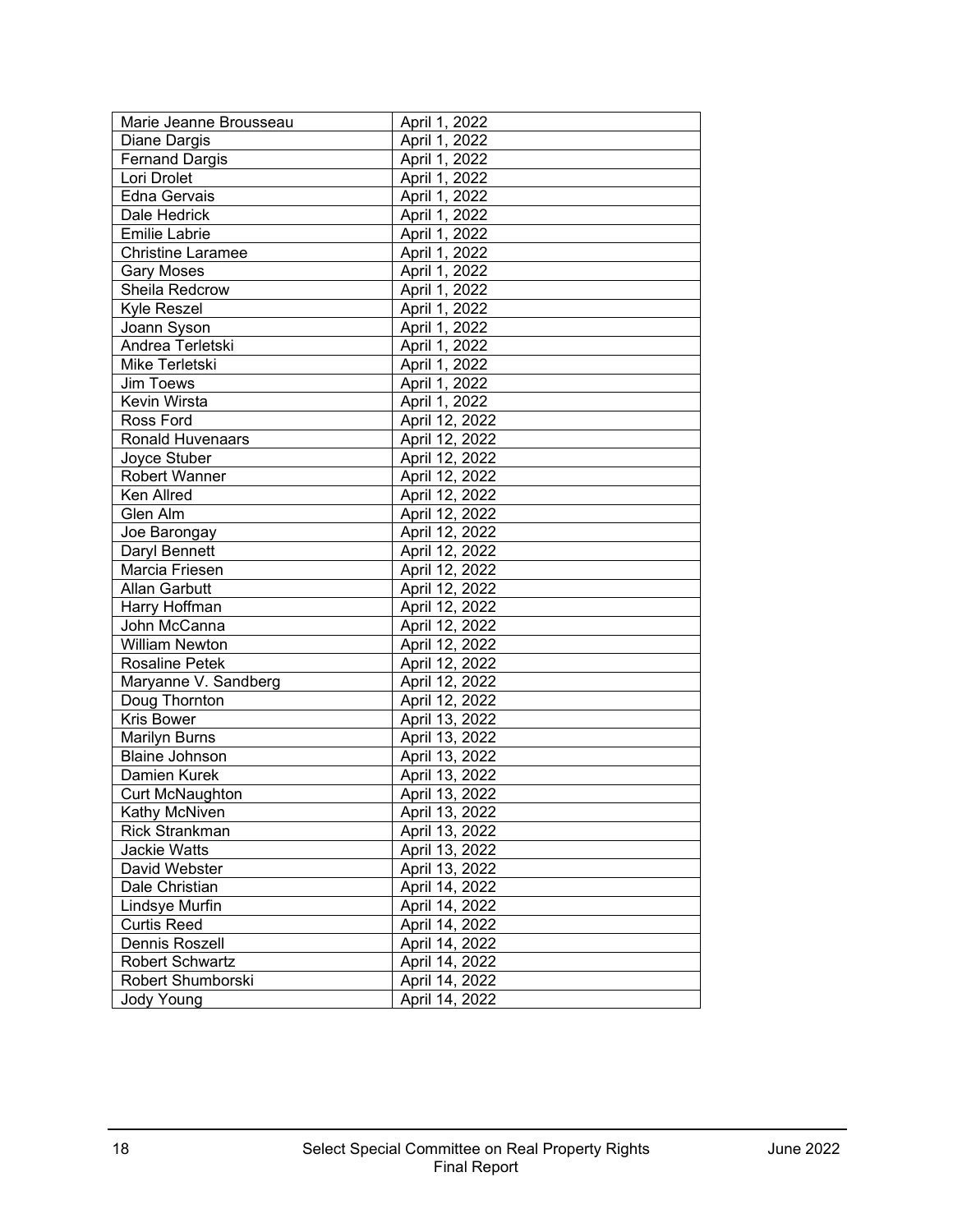| | |
|---|---|
| Marie Jeanne Brousseau | April 1, 2022 |
| Diane Dargis | April 1, 2022 |
| Fernand Dargis | April 1, 2022 |
| Lori Drolet | April 1, 2022 |
| Edna Gervais | April 1, 2022 |
| Dale Hedrick | April 1, 2022 |
| Emilie Labrie | April 1, 2022 |
| Christine Laramee | April 1, 2022 |
| Gary Moses | April 1, 2022 |
| Sheila Redcrow | April 1, 2022 |
| Kyle Reszel | April 1, 2022 |
| Joann Syson | April 1, 2022 |
| Andrea Terletski | April 1, 2022 |
| Mike Terletski | April 1, 2022 |
| Jim Toews | April 1, 2022 |
| Kevin Wirsta | April 1, 2022 |
| Ross Ford | April 12, 2022 |
| Ronald Huvenaars | April 12, 2022 |
| Joyce Stuber | April 12, 2022 |
| Robert Wanner | April 12, 2022 |
| Ken Allred | April 12, 2022 |
| Glen Alm | April 12, 2022 |
| Joe Barongay | April 12, 2022 |
| Daryl Bennett | April 12, 2022 |
| Marcia Friesen | April 12, 2022 |
| Allan Garbutt | April 12, 2022 |
| Harry Hoffman | April 12, 2022 |
| John McCanna | April 12, 2022 |
| William Newton | April 12, 2022 |
| Rosaline Petek | April 12, 2022 |
| Maryanne V. Sandberg | April 12, 2022 |
| Doug Thornton | April 12, 2022 |
| Kris Bower | April 13, 2022 |
| Marilyn Burns | April 13, 2022 |
| Blaine Johnson | April 13, 2022 |
| Damien Kurek | April 13, 2022 |
| Curt McNaughton | April 13, 2022 |
| Kathy McNiven | April 13, 2022 |
| Rick Strankman | April 13, 2022 |
| Jackie Watts | April 13, 2022 |
| David Webster | April 13, 2022 |
| Dale Christian | April 14, 2022 |
| Lindsye Murfin | April 14, 2022 |
| Curtis Reed | April 14, 2022 |
| Dennis Roszell | April 14, 2022 |
| Robert Schwartz | April 14, 2022 |
| Robert Shumborski | April 14, 2022 |
| Jody Young | April 14, 2022 |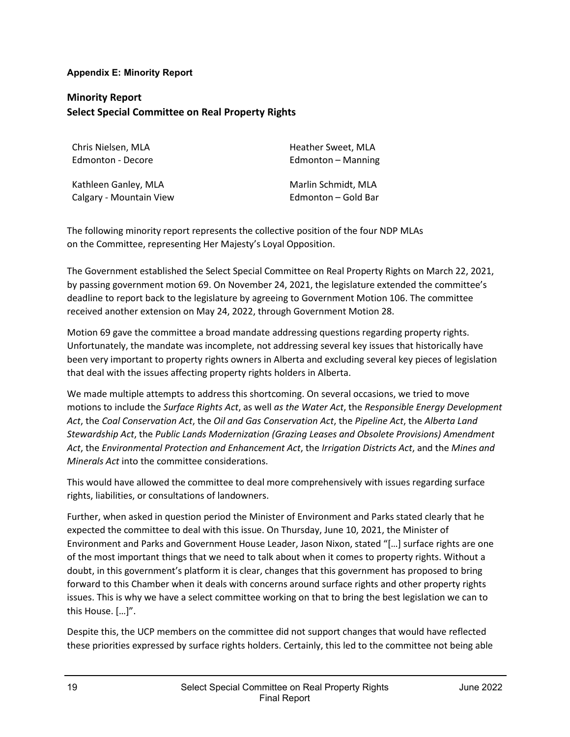**Appendix E: Minority Report**

## Minority Report
## Select Special Committee on Real Property Rights

| | |
|---|---|
| Chris Nielsen, MLA<br>Edmonton - Decore | Heather Sweet, MLA<br>Edmonton – Manning |
| Kathleen Ganley, MLA<br>Calgary - Mountain View | Marlin Schmidt, MLA<br>Edmonton – Gold Bar |

The following minority report represents the collective position of the four NDP MLAs on the Committee, representing Her Majesty's Loyal Opposition.

The Government established the Select Special Committee on Real Property Rights on March 22, 2021, by passing government motion 69. On November 24, 2021, the legislature extended the committee's deadline to report back to the legislature by agreeing to Government Motion 106. The committee received another extension on May 24, 2022, through Government Motion 28.

Motion 69 gave the committee a broad mandate addressing questions regarding property rights. Unfortunately, the mandate was incomplete, not addressing several key issues that historically have been very important to property rights owners in Alberta and excluding several key pieces of legislation that deal with the issues affecting property rights holders in Alberta.

We made multiple attempts to address this shortcoming. On several occasions, we tried to move motions to include the *Surface Rights Act*, as well *as the Water Act*, the *Responsible Energy Development Act*, the *Coal Conservation Act*, the *Oil and Gas Conservation Act*, the *Pipeline Act*, the *Alberta Land Stewardship Act*, the *Public Lands Modernization (Grazing Leases and Obsolete Provisions) Amendment Act*, the *Environmental Protection and Enhancement Act*, the *Irrigation Districts Act*, and the *Mines and Minerals Act* into the committee considerations.

This would have allowed the committee to deal more comprehensively with issues regarding surface rights, liabilities, or consultations of landowners.

Further, when asked in question period the Minister of Environment and Parks stated clearly that he expected the committee to deal with this issue. On Thursday, June 10, 2021, the Minister of Environment and Parks and Government House Leader, Jason Nixon, stated "[…] surface rights are one of the most important things that we need to talk about when it comes to property rights. Without a doubt, in this government's platform it is clear, changes that this government has proposed to bring forward to this Chamber when it deals with concerns around surface rights and other property rights issues. This is why we have a select committee working on that to bring the best legislation we can to this House. […]".

Despite this, the UCP members on the committee did not support changes that would have reflected these priorities expressed by surface rights holders. Certainly, this led to the committee not being able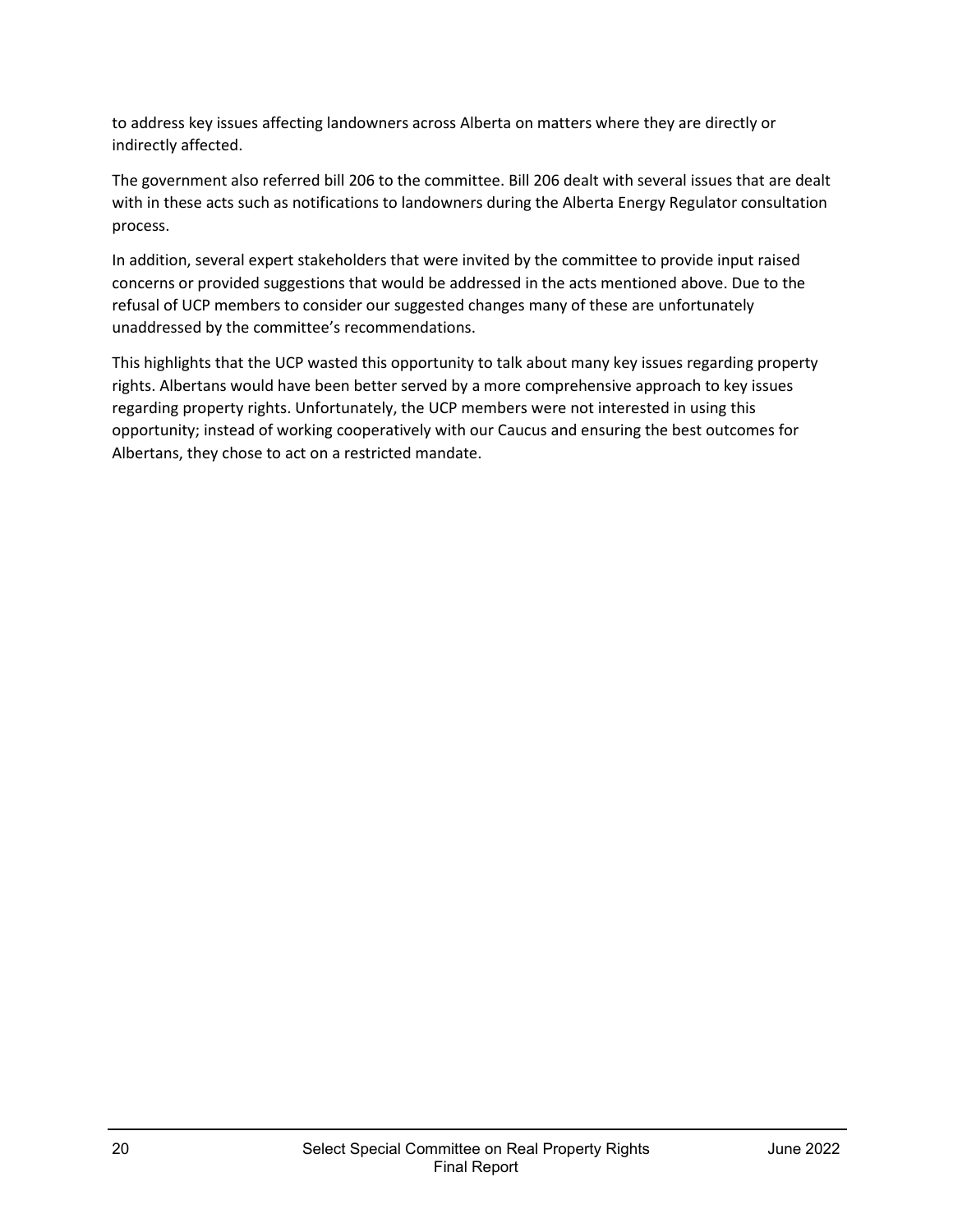to address key issues affecting landowners across Alberta on matters where they are directly or indirectly affected.

The government also referred bill 206 to the committee. Bill 206 dealt with several issues that are dealt with in these acts such as notifications to landowners during the Alberta Energy Regulator consultation process.

In addition, several expert stakeholders that were invited by the committee to provide input raised concerns or provided suggestions that would be addressed in the acts mentioned above. Due to the refusal of UCP members to consider our suggested changes many of these are unfortunately unaddressed by the committee's recommendations.

This highlights that the UCP wasted this opportunity to talk about many key issues regarding property rights. Albertans would have been better served by a more comprehensive approach to key issues regarding property rights. Unfortunately, the UCP members were not interested in using this opportunity; instead of working cooperatively with our Caucus and ensuring the best outcomes for Albertans, they chose to act on a restricted mandate.